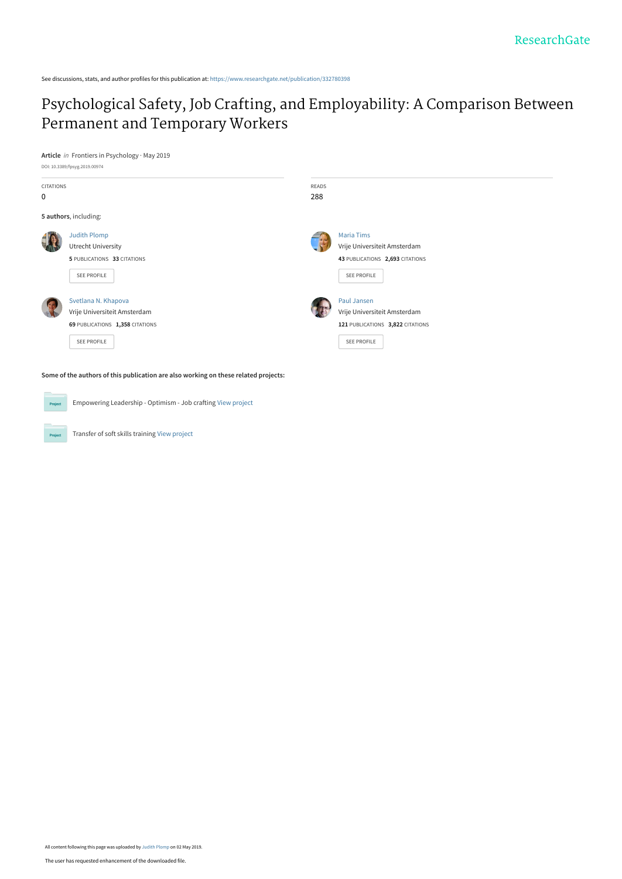See discussions, stats, and author profiles for this publication at: https://www.researchgate.net/publication/332780398

# Psychological Safety, Job Crafting, and Employability: A Comparison Between Permanent and Temporary Workers

**Article** *in* Frontiers in Psychology · May 2019

DOI: 10.3389/fpsyg.2019.00974

| CITATIONS | READS |
|---|---|
| 0 | 288 |

**5 authors**, including:

**Judith Plomp**
Utrecht University
5 PUBLICATIONS 33 CITATIONS
SEE PROFILE

**Maria Tims**
Vrije Universiteit Amsterdam
43 PUBLICATIONS 2,693 CITATIONS
SEE PROFILE

**Svetlana N. Khapova**
Vrije Universiteit Amsterdam
69 PUBLICATIONS 1,358 CITATIONS
SEE PROFILE

**Paul Jansen**
Vrije Universiteit Amsterdam
121 PUBLICATIONS 3,822 CITATIONS
SEE PROFILE

**Some of the authors of this publication are also working on these related projects:**

Project: Empowering Leadership - Optimism - Job crafting View project

Project: Transfer of soft skills training View project

All content following this page was uploaded by Judith Plomp on 02 May 2019.

The user has requested enhancement of the downloaded file.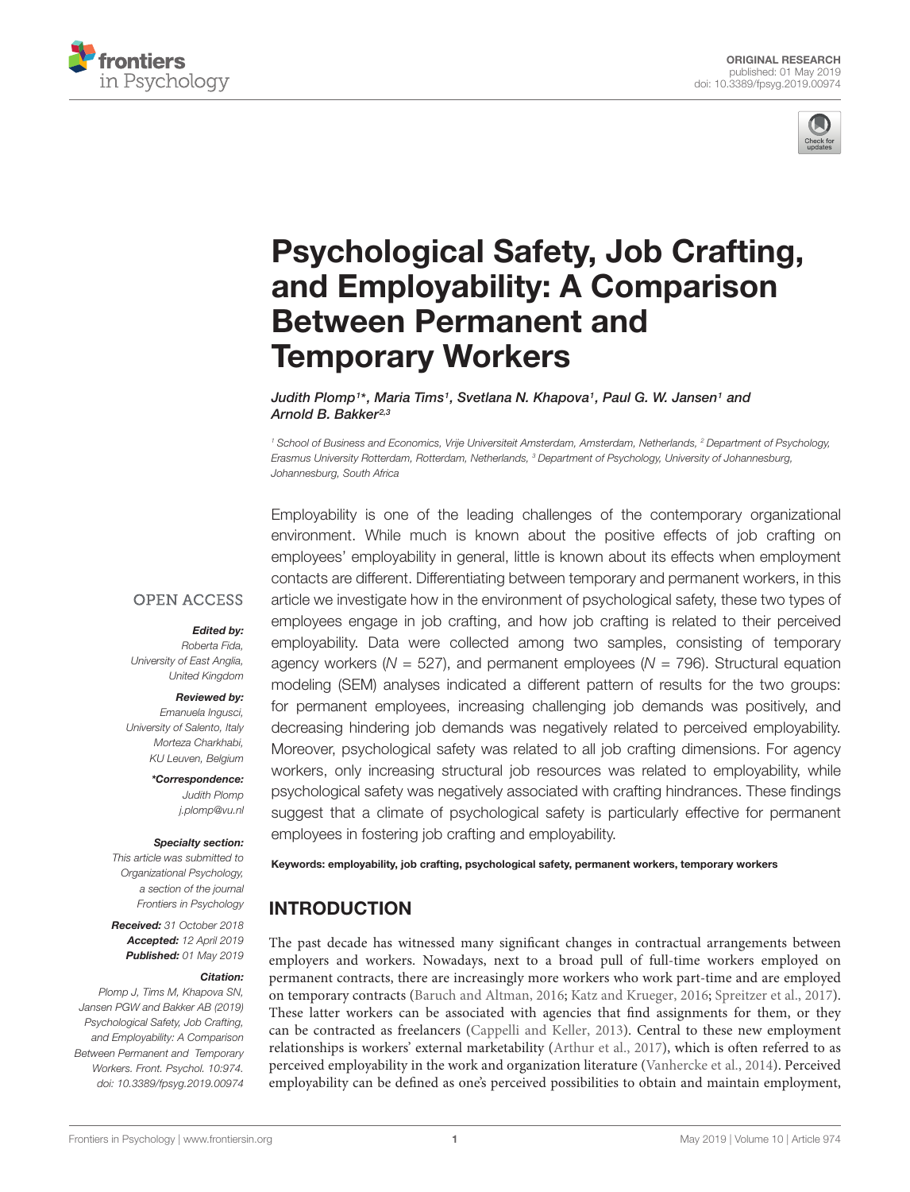# Psychological Safety, Job Crafting, and Employability: A Comparison Between Permanent and Temporary Workers

*Judith Plomp[1]\*, Maria Tims[1], Svetlana N. Khapova[1], Paul G. W. Jansen[1] and Arnold B. Bakker[2,3]*

[1] School of Business and Economics, Vrije Universiteit Amsterdam, Amsterdam, Netherlands, [2] Department of Psychology, Erasmus University Rotterdam, Rotterdam, Netherlands, [3] Department of Psychology, University of Johannesburg, Johannesburg, South Africa

OPEN ACCESS

***Edited by:***
*Roberta Fida,*
*University of East Anglia,*
*United Kingdom*

***Reviewed by:***
*Emanuela Ingusci,*
*University of Salento, Italy*
*Morteza Charkhabi,*
*KU Leuven, Belgium*

***\*Correspondence:***
*Judith Plomp*
*j.plomp@vu.nl*

***Specialty section:***
*This article was submitted to Organizational Psychology, a section of the journal Frontiers in Psychology*

***Received:*** *31 October 2018*
***Accepted:*** *12 April 2019*
***Published:*** *01 May 2019*

***Citation:***
*Plomp J, Tims M, Khapova SN, Jansen PGW and Bakker AB (2019) Psychological Safety, Job Crafting, and Employability: A Comparison Between Permanent and Temporary Workers. Front. Psychol. 10:974. doi: 10.3389/fpsyg.2019.00974*

Employability is one of the leading challenges of the contemporary organizational environment. While much is known about the positive effects of job crafting on employees' employability in general, little is known about its effects when employment contacts are different. Differentiating between temporary and permanent workers, in this article we investigate how in the environment of psychological safety, these two types of employees engage in job crafting, and how job crafting is related to their perceived employability. Data were collected among two samples, consisting of temporary agency workers ($N$ = 527), and permanent employees ($N$ = 796). Structural equation modeling (SEM) analyses indicated a different pattern of results for the two groups: for permanent employees, increasing challenging job demands was positively, and decreasing hindering job demands was negatively related to perceived employability. Moreover, psychological safety was related to all job crafting dimensions. For agency workers, only increasing structural job resources was related to employability, while psychological safety was negatively associated with crafting hindrances. These findings suggest that a climate of psychological safety is particularly effective for permanent employees in fostering job crafting and employability.

**Keywords: employability, job crafting, psychological safety, permanent workers, temporary workers**

## INTRODUCTION

The past decade has witnessed many significant changes in contractual arrangements between employers and workers. Nowadays, next to a broad pull of full-time workers employed on permanent contracts, there are increasingly more workers who work part-time and are employed on temporary contracts (Baruch and Altman, 2016; Katz and Krueger, 2016; Spreitzer et al., 2017). These latter workers can be associated with agencies that find assignments for them, or they can be contracted as freelancers (Cappelli and Keller, 2013). Central to these new employment relationships is workers' external marketability (Arthur et al., 2017), which is often referred to as perceived employability in the work and organization literature (Vanhercke et al., 2014). Perceived employability can be defined as one's perceived possibilities to obtain and maintain employment,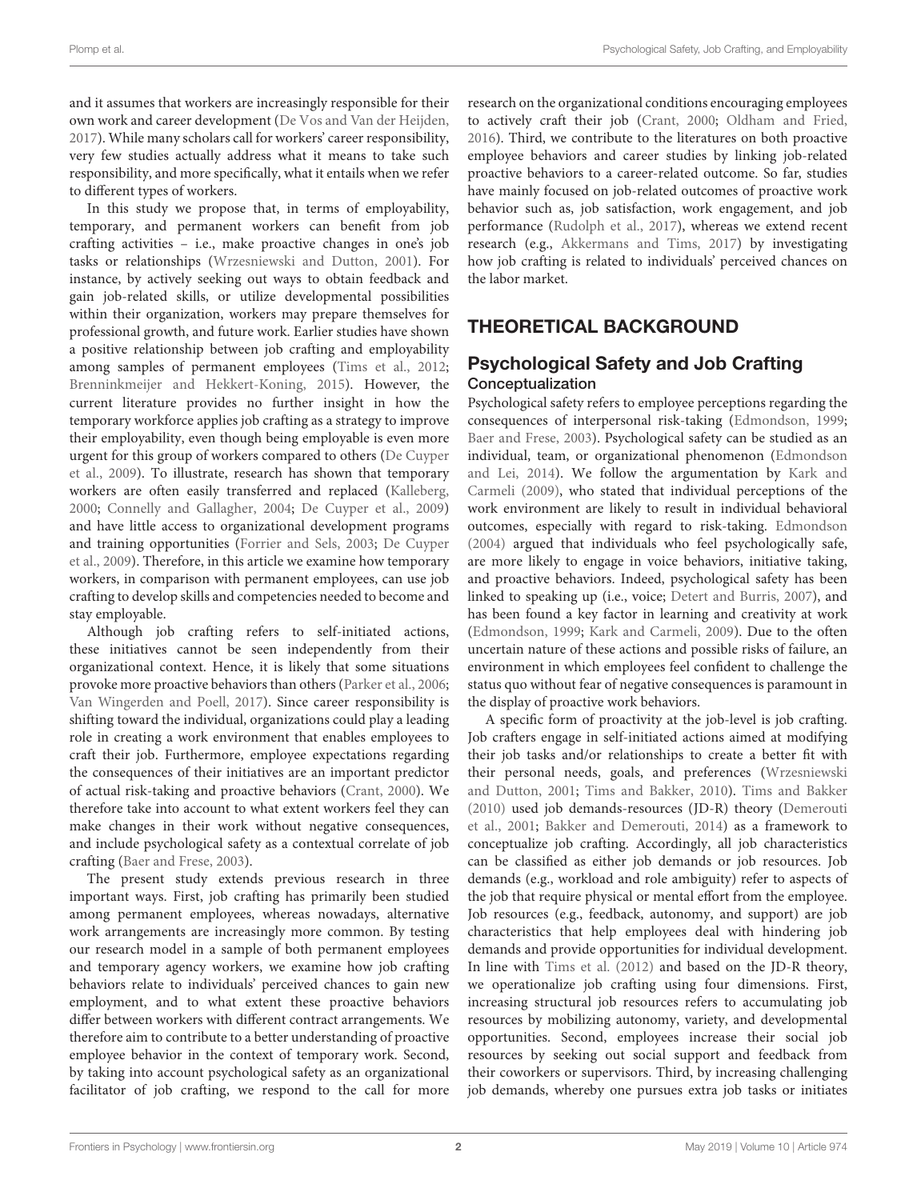and it assumes that workers are increasingly responsible for their own work and career development (De Vos and Van der Heijden, 2017). While many scholars call for workers' career responsibility, very few studies actually address what it means to take such responsibility, and more specifically, what it entails when we refer to different types of workers.

In this study we propose that, in terms of employability, temporary, and permanent workers can benefit from job crafting activities – i.e., make proactive changes in one's job tasks or relationships (Wrzesniewski and Dutton, 2001). For instance, by actively seeking out ways to obtain feedback and gain job-related skills, or utilize developmental possibilities within their organization, workers may prepare themselves for professional growth, and future work. Earlier studies have shown a positive relationship between job crafting and employability among samples of permanent employees (Tims et al., 2012; Brenninkmeijer and Hekkert-Koning, 2015). However, the current literature provides no further insight in how the temporary workforce applies job crafting as a strategy to improve their employability, even though being employable is even more urgent for this group of workers compared to others (De Cuyper et al., 2009). To illustrate, research has shown that temporary workers are often easily transferred and replaced (Kalleberg, 2000; Connelly and Gallagher, 2004; De Cuyper et al., 2009) and have little access to organizational development programs and training opportunities (Forrier and Sels, 2003; De Cuyper et al., 2009). Therefore, in this article we examine how temporary workers, in comparison with permanent employees, can use job crafting to develop skills and competencies needed to become and stay employable.

Although job crafting refers to self-initiated actions, these initiatives cannot be seen independently from their organizational context. Hence, it is likely that some situations provoke more proactive behaviors than others (Parker et al., 2006; Van Wingerden and Poell, 2017). Since career responsibility is shifting toward the individual, organizations could play a leading role in creating a work environment that enables employees to craft their job. Furthermore, employee expectations regarding the consequences of their initiatives are an important predictor of actual risk-taking and proactive behaviors (Crant, 2000). We therefore take into account to what extent workers feel they can make changes in their work without negative consequences, and include psychological safety as a contextual correlate of job crafting (Baer and Frese, 2003).

The present study extends previous research in three important ways. First, job crafting has primarily been studied among permanent employees, whereas nowadays, alternative work arrangements are increasingly more common. By testing our research model in a sample of both permanent employees and temporary agency workers, we examine how job crafting behaviors relate to individuals' perceived chances to gain new employment, and to what extent these proactive behaviors differ between workers with different contract arrangements. We therefore aim to contribute to a better understanding of proactive employee behavior in the context of temporary work. Second, by taking into account psychological safety as an organizational facilitator of job crafting, we respond to the call for more research on the organizational conditions encouraging employees to actively craft their job (Crant, 2000; Oldham and Fried, 2016). Third, we contribute to the literatures on both proactive employee behaviors and career studies by linking job-related proactive behaviors to a career-related outcome. So far, studies have mainly focused on job-related outcomes of proactive work behavior such as, job satisfaction, work engagement, and job performance (Rudolph et al., 2017), whereas we extend recent research (e.g., Akkermans and Tims, 2017) by investigating how job crafting is related to individuals' perceived chances on the labor market.

# THEORETICAL BACKGROUND

## Psychological Safety and Job Crafting

### Conceptualization

Psychological safety refers to employee perceptions regarding the consequences of interpersonal risk-taking (Edmondson, 1999; Baer and Frese, 2003). Psychological safety can be studied as an individual, team, or organizational phenomenon (Edmondson and Lei, 2014). We follow the argumentation by Kark and Carmeli (2009), who stated that individual perceptions of the work environment are likely to result in individual behavioral outcomes, especially with regard to risk-taking. Edmondson (2004) argued that individuals who feel psychologically safe, are more likely to engage in voice behaviors, initiative taking, and proactive behaviors. Indeed, psychological safety has been linked to speaking up (i.e., voice; Detert and Burris, 2007), and has been found a key factor in learning and creativity at work (Edmondson, 1999; Kark and Carmeli, 2009). Due to the often uncertain nature of these actions and possible risks of failure, an environment in which employees feel confident to challenge the status quo without fear of negative consequences is paramount in the display of proactive work behaviors.

A specific form of proactivity at the job-level is job crafting. Job crafters engage in self-initiated actions aimed at modifying their job tasks and/or relationships to create a better fit with their personal needs, goals, and preferences (Wrzesniewski and Dutton, 2001; Tims and Bakker, 2010). Tims and Bakker (2010) used job demands-resources (JD-R) theory (Demerouti et al., 2001; Bakker and Demerouti, 2014) as a framework to conceptualize job crafting. Accordingly, all job characteristics can be classified as either job demands or job resources. Job demands (e.g., workload and role ambiguity) refer to aspects of the job that require physical or mental effort from the employee. Job resources (e.g., feedback, autonomy, and support) are job characteristics that help employees deal with hindering job demands and provide opportunities for individual development. In line with Tims et al. (2012) and based on the JD-R theory, we operationalize job crafting using four dimensions. First, increasing structural job resources refers to accumulating job resources by mobilizing autonomy, variety, and developmental opportunities. Second, employees increase their social job resources by seeking out social support and feedback from their coworkers or supervisors. Third, by increasing challenging job demands, whereby one pursues extra job tasks or initiates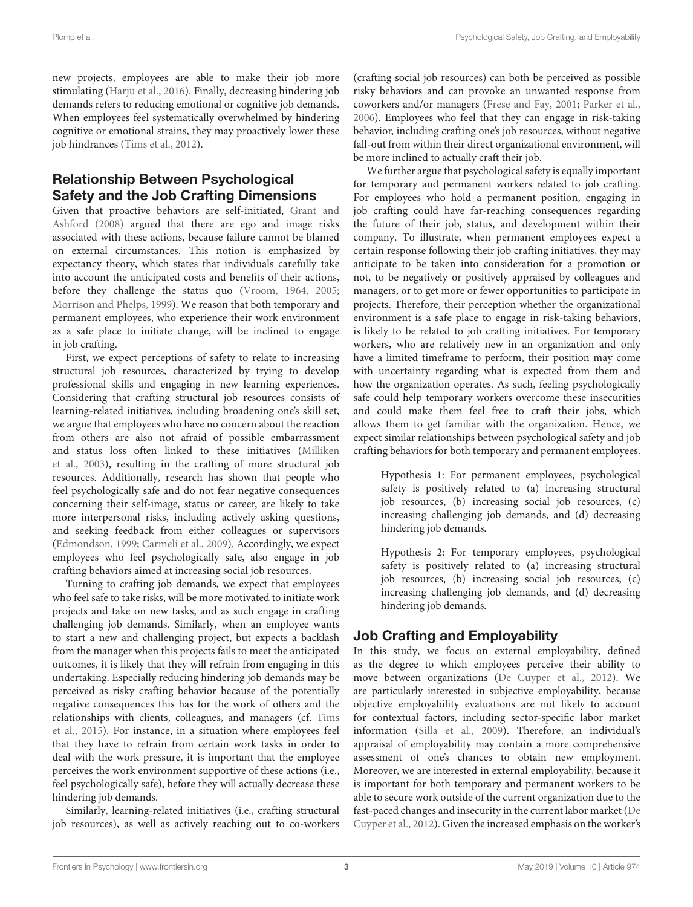new projects, employees are able to make their job more stimulating (Harju et al., 2016). Finally, decreasing hindering job demands refers to reducing emotional or cognitive job demands. When employees feel systematically overwhelmed by hindering cognitive or emotional strains, they may proactively lower these job hindrances (Tims et al., 2012).

## Relationship Between Psychological Safety and the Job Crafting Dimensions

Given that proactive behaviors are self-initiated, Grant and Ashford (2008) argued that there are ego and image risks associated with these actions, because failure cannot be blamed on external circumstances. This notion is emphasized by expectancy theory, which states that individuals carefully take into account the anticipated costs and benefits of their actions, before they challenge the status quo (Vroom, 1964, 2005; Morrison and Phelps, 1999). We reason that both temporary and permanent employees, who experience their work environment as a safe place to initiate change, will be inclined to engage in job crafting.

First, we expect perceptions of safety to relate to increasing structural job resources, characterized by trying to develop professional skills and engaging in new learning experiences. Considering that crafting structural job resources consists of learning-related initiatives, including broadening one's skill set, we argue that employees who have no concern about the reaction from others are also not afraid of possible embarrassment and status loss often linked to these initiatives (Milliken et al., 2003), resulting in the crafting of more structural job resources. Additionally, research has shown that people who feel psychologically safe and do not fear negative consequences concerning their self-image, status or career, are likely to take more interpersonal risks, including actively asking questions, and seeking feedback from either colleagues or supervisors (Edmondson, 1999; Carmeli et al., 2009). Accordingly, we expect employees who feel psychologically safe, also engage in job crafting behaviors aimed at increasing social job resources.

Turning to crafting job demands, we expect that employees who feel safe to take risks, will be more motivated to initiate work projects and take on new tasks, and as such engage in crafting challenging job demands. Similarly, when an employee wants to start a new and challenging project, but expects a backlash from the manager when this projects fails to meet the anticipated outcomes, it is likely that they will refrain from engaging in this undertaking. Especially reducing hindering job demands may be perceived as risky crafting behavior because of the potentially negative consequences this has for the work of others and the relationships with clients, colleagues, and managers (cf. Tims et al., 2015). For instance, in a situation where employees feel that they have to refrain from certain work tasks in order to deal with the work pressure, it is important that the employee perceives the work environment supportive of these actions (i.e., feel psychologically safe), before they will actually decrease these hindering job demands.

Similarly, learning-related initiatives (i.e., crafting structural job resources), as well as actively reaching out to co-workers (crafting social job resources) can both be perceived as possible risky behaviors and can provoke an unwanted response from coworkers and/or managers (Frese and Fay, 2001; Parker et al., 2006). Employees who feel that they can engage in risk-taking behavior, including crafting one's job resources, without negative fall-out from within their direct organizational environment, will be more inclined to actually craft their job.

We further argue that psychological safety is equally important for temporary and permanent workers related to job crafting. For employees who hold a permanent position, engaging in job crafting could have far-reaching consequences regarding the future of their job, status, and development within their company. To illustrate, when permanent employees expect a certain response following their job crafting initiatives, they may anticipate to be taken into consideration for a promotion or not, to be negatively or positively appraised by colleagues and managers, or to get more or fewer opportunities to participate in projects. Therefore, their perception whether the organizational environment is a safe place to engage in risk-taking behaviors, is likely to be related to job crafting initiatives. For temporary workers, who are relatively new in an organization and only have a limited timeframe to perform, their position may come with uncertainty regarding what is expected from them and how the organization operates. As such, feeling psychologically safe could help temporary workers overcome these insecurities and could make them feel free to craft their jobs, which allows them to get familiar with the organization. Hence, we expect similar relationships between psychological safety and job crafting behaviors for both temporary and permanent employees.

> Hypothesis 1: For permanent employees, psychological safety is positively related to (a) increasing structural job resources, (b) increasing social job resources, (c) increasing challenging job demands, and (d) decreasing hindering job demands.

> Hypothesis 2: For temporary employees, psychological safety is positively related to (a) increasing structural job resources, (b) increasing social job resources, (c) increasing challenging job demands, and (d) decreasing hindering job demands.

## Job Crafting and Employability

In this study, we focus on external employability, defined as the degree to which employees perceive their ability to move between organizations (De Cuyper et al., 2012). We are particularly interested in subjective employability, because objective employability evaluations are not likely to account for contextual factors, including sector-specific labor market information (Silla et al., 2009). Therefore, an individual's appraisal of employability may contain a more comprehensive assessment of one's chances to obtain new employment. Moreover, we are interested in external employability, because it is important for both temporary and permanent workers to be able to secure work outside of the current organization due to the fast-paced changes and insecurity in the current labor market (De Cuyper et al., 2012). Given the increased emphasis on the worker's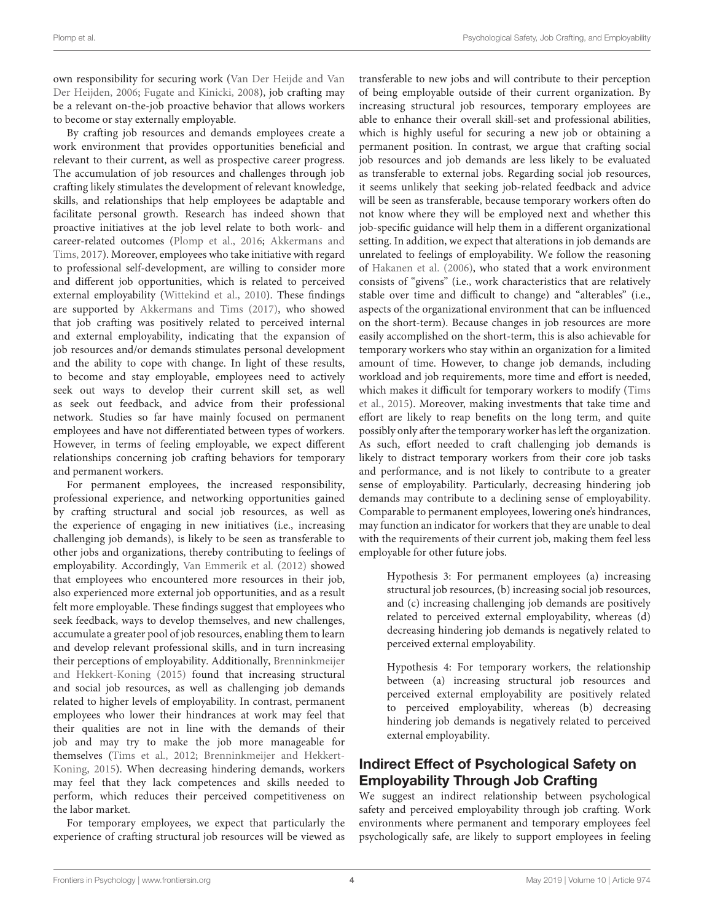own responsibility for securing work (Van Der Heijde and Van Der Heijden, 2006; Fugate and Kinicki, 2008), job crafting may be a relevant on-the-job proactive behavior that allows workers to become or stay externally employable.

By crafting job resources and demands employees create a work environment that provides opportunities beneficial and relevant to their current, as well as prospective career progress. The accumulation of job resources and challenges through job crafting likely stimulates the development of relevant knowledge, skills, and relationships that help employees be adaptable and facilitate personal growth. Research has indeed shown that proactive initiatives at the job level relate to both work- and career-related outcomes (Plomp et al., 2016; Akkermans and Tims, 2017). Moreover, employees who take initiative with regard to professional self-development, are willing to consider more and different job opportunities, which is related to perceived external employability (Wittekind et al., 2010). These findings are supported by Akkermans and Tims (2017), who showed that job crafting was positively related to perceived internal and external employability, indicating that the expansion of job resources and/or demands stimulates personal development and the ability to cope with change. In light of these results, to become and stay employable, employees need to actively seek out ways to develop their current skill set, as well as seek out feedback, and advice from their professional network. Studies so far have mainly focused on permanent employees and have not differentiated between types of workers. However, in terms of feeling employable, we expect different relationships concerning job crafting behaviors for temporary and permanent workers.

For permanent employees, the increased responsibility, professional experience, and networking opportunities gained by crafting structural and social job resources, as well as the experience of engaging in new initiatives (i.e., increasing challenging job demands), is likely to be seen as transferable to other jobs and organizations, thereby contributing to feelings of employability. Accordingly, Van Emmerik et al. (2012) showed that employees who encountered more resources in their job, also experienced more external job opportunities, and as a result felt more employable. These findings suggest that employees who seek feedback, ways to develop themselves, and new challenges, accumulate a greater pool of job resources, enabling them to learn and develop relevant professional skills, and in turn increasing their perceptions of employability. Additionally, Brenninkmeijer and Hekkert-Koning (2015) found that increasing structural and social job resources, as well as challenging job demands related to higher levels of employability. In contrast, permanent employees who lower their hindrances at work may feel that their qualities are not in line with the demands of their job and may try to make the job more manageable for themselves (Tims et al., 2012; Brenninkmeijer and Hekkert-Koning, 2015). When decreasing hindering demands, workers may feel that they lack competences and skills needed to perform, which reduces their perceived competitiveness on the labor market.

For temporary employees, we expect that particularly the experience of crafting structural job resources will be viewed as transferable to new jobs and will contribute to their perception of being employable outside of their current organization. By increasing structural job resources, temporary employees are able to enhance their overall skill-set and professional abilities, which is highly useful for securing a new job or obtaining a permanent position. In contrast, we argue that crafting social job resources and job demands are less likely to be evaluated as transferable to external jobs. Regarding social job resources, it seems unlikely that seeking job-related feedback and advice will be seen as transferable, because temporary workers often do not know where they will be employed next and whether this job-specific guidance will help them in a different organizational setting. In addition, we expect that alterations in job demands are unrelated to feelings of employability. We follow the reasoning of Hakanen et al. (2006), who stated that a work environment consists of "givens" (i.e., work characteristics that are relatively stable over time and difficult to change) and "alterables" (i.e., aspects of the organizational environment that can be influenced on the short-term). Because changes in job resources are more easily accomplished on the short-term, this is also achievable for temporary workers who stay within an organization for a limited amount of time. However, to change job demands, including workload and job requirements, more time and effort is needed, which makes it difficult for temporary workers to modify (Tims et al., 2015). Moreover, making investments that take time and effort are likely to reap benefits on the long term, and quite possibly only after the temporary worker has left the organization. As such, effort needed to craft challenging job demands is likely to distract temporary workers from their core job tasks and performance, and is not likely to contribute to a greater sense of employability. Particularly, decreasing hindering job demands may contribute to a declining sense of employability. Comparable to permanent employees, lowering one's hindrances, may function an indicator for workers that they are unable to deal with the requirements of their current job, making them feel less employable for other future jobs.

> Hypothesis 3: For permanent employees (a) increasing structural job resources, (b) increasing social job resources, and (c) increasing challenging job demands are positively related to perceived external employability, whereas (d) decreasing hindering job demands is negatively related to perceived external employability.

> Hypothesis 4: For temporary workers, the relationship between (a) increasing structural job resources and perceived external employability are positively related to perceived employability, whereas (b) decreasing hindering job demands is negatively related to perceived external employability.

## Indirect Effect of Psychological Safety on Employability Through Job Crafting

We suggest an indirect relationship between psychological safety and perceived employability through job crafting. Work environments where permanent and temporary employees feel psychologically safe, are likely to support employees in feeling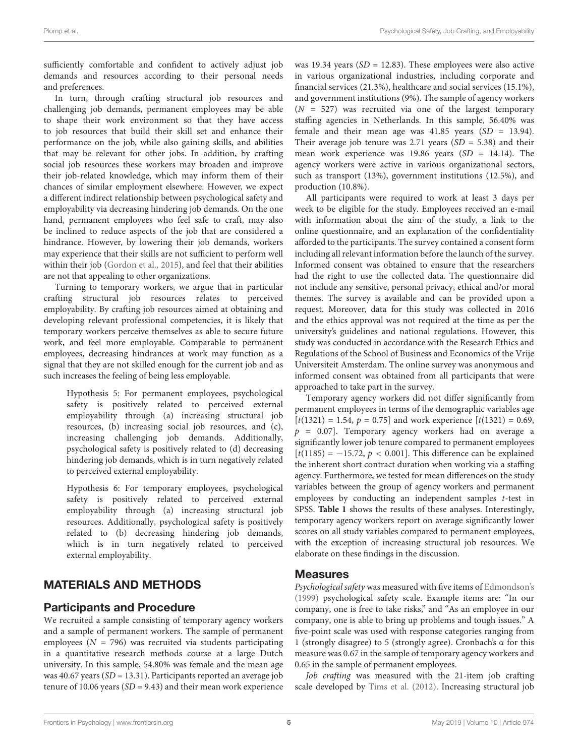sufficiently comfortable and confident to actively adjust job demands and resources according to their personal needs and preferences.

In turn, through crafting structural job resources and challenging job demands, permanent employees may be able to shape their work environment so that they have access to job resources that build their skill set and enhance their performance on the job, while also gaining skills, and abilities that may be relevant for other jobs. In addition, by crafting social job resources these workers may broaden and improve their job-related knowledge, which may inform them of their chances of similar employment elsewhere. However, we expect a different indirect relationship between psychological safety and employability via decreasing hindering job demands. On the one hand, permanent employees who feel safe to craft, may also be inclined to reduce aspects of the job that are considered a hindrance. However, by lowering their job demands, workers may experience that their skills are not sufficient to perform well within their job (Gordon et al., 2015), and feel that their abilities are not that appealing to other organizations.

Turning to temporary workers, we argue that in particular crafting structural job resources relates to perceived employability. By crafting job resources aimed at obtaining and developing relevant professional competencies, it is likely that temporary workers perceive themselves as able to secure future work, and feel more employable. Comparable to permanent employees, decreasing hindrances at work may function as a signal that they are not skilled enough for the current job and as such increases the feeling of being less employable.

> Hypothesis 5: For permanent employees, psychological safety is positively related to perceived external employability through (a) increasing structural job resources, (b) increasing social job resources, and (c), increasing challenging job demands. Additionally, psychological safety is positively related to (d) decreasing hindering job demands, which is in turn negatively related to perceived external employability.

> Hypothesis 6: For temporary employees, psychological safety is positively related to perceived external employability through (a) increasing structural job resources. Additionally, psychological safety is positively related to (b) decreasing hindering job demands, which is in turn negatively related to perceived external employability.

## MATERIALS AND METHODS

### Participants and Procedure

We recruited a sample consisting of temporary agency workers and a sample of permanent workers. The sample of permanent employees ($N$ = 796) was recruited via students participating in a quantitative research methods course at a large Dutch university. In this sample, 54.80% was female and the mean age was 40.67 years ($SD$ = 13.31). Participants reported an average job tenure of 10.06 years ($SD$ = 9.43) and their mean work experience was 19.34 years ($SD$ = 12.83). These employees were also active in various organizational industries, including corporate and financial services (21.3%), healthcare and social services (15.1%), and government institutions (9%). The sample of agency workers ($N$ = 527) was recruited via one of the largest temporary staffing agencies in Netherlands. In this sample, 56.40% was female and their mean age was 41.85 years ($SD$ = 13.94). Their average job tenure was 2.71 years ($SD$ = 5.38) and their mean work experience was 19.86 years ($SD$ = 14.14). The agency workers were active in various organizational sectors, such as transport (13%), government institutions (12.5%), and production (10.8%).

All participants were required to work at least 3 days per week to be eligible for the study. Employees received an e-mail with information about the aim of the study, a link to the online questionnaire, and an explanation of the confidentiality afforded to the participants. The survey contained a consent form including all relevant information before the launch of the survey. Informed consent was obtained to ensure that the researchers had the right to use the collected data. The questionnaire did not include any sensitive, personal privacy, ethical and/or moral themes. The survey is available and can be provided upon a request. Moreover, data for this study was collected in 2016 and the ethics approval was not required at the time as per the university's guidelines and national regulations. However, this study was conducted in accordance with the Research Ethics and Regulations of the School of Business and Economics of the Vrije Universiteit Amsterdam. The online survey was anonymous and informed consent was obtained from all participants that were approached to take part in the survey.

Temporary agency workers did not differ significantly from permanent employees in terms of the demographic variables age [$t(1321) = 1.54$, $p = 0.75$] and work experience [$t(1321) = 0.69$, $p = 0.07$]. Temporary agency workers had on average a significantly lower job tenure compared to permanent employees [$t(1185) = -15.72$, $p < 0.001$]. This difference can be explained the inherent short contract duration when working via a staffing agency. Furthermore, we tested for mean differences on the study variables between the group of agency workers and permanent employees by conducting an independent samples $t$-test in SPSS. **Table 1** shows the results of these analyses. Interestingly, temporary agency workers report on average significantly lower scores on all study variables compared to permanent employees, with the exception of increasing structural job resources. We elaborate on these findings in the discussion.

### Measures

*Psychological safety* was measured with five items of Edmondson's (1999) psychological safety scale. Example items are: "In our company, one is free to take risks," and "As an employee in our company, one is able to bring up problems and tough issues." A five-point scale was used with response categories ranging from 1 (strongly disagree) to 5 (strongly agree). Cronbach's α for this measure was 0.67 in the sample of temporary agency workers and 0.65 in the sample of permanent employees.

*Job crafting* was measured with the 21-item job crafting scale developed by Tims et al. (2012). Increasing structural job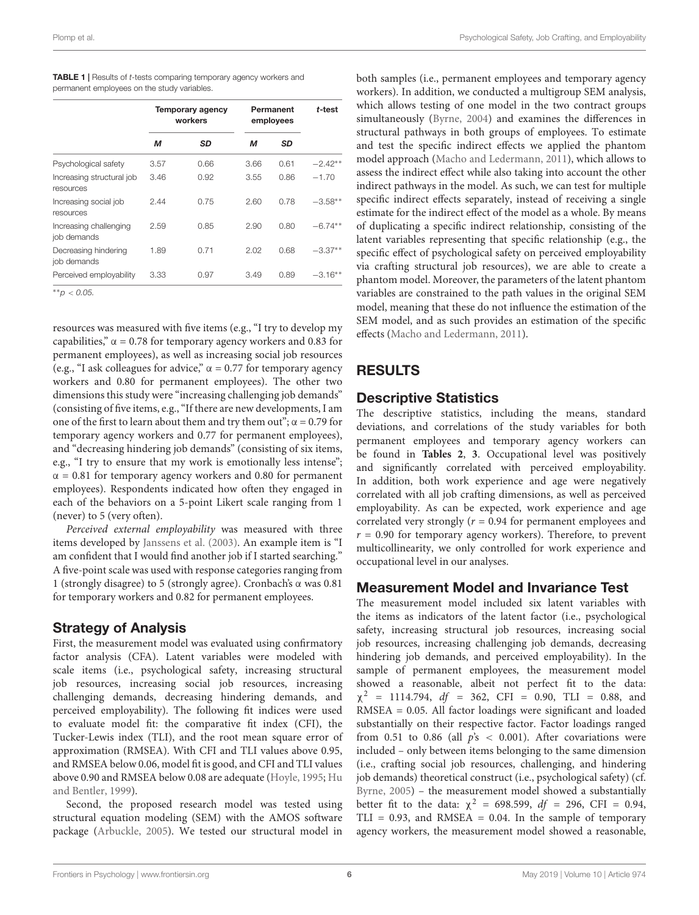**TABLE 1 |** Results of *t*-tests comparing temporary agency workers and permanent employees on the study variables.

| | Temporary agency workers | | Permanent employees | | *t*-test |
|---|---|---|---|---|---|
| | *M* | *SD* | *M* | *SD* | |
| Psychological safety | 3.57 | 0.66 | 3.66 | 0.61 | −2.42** |
| Increasing structural job resources | 3.46 | 0.92 | 3.55 | 0.86 | −1.70 |
| Increasing social job resources | 2.44 | 0.75 | 2.60 | 0.78 | −3.58** |
| Increasing challenging job demands | 2.59 | 0.85 | 2.90 | 0.80 | −6.74** |
| Decreasing hindering job demands | 1.89 | 0.71 | 2.02 | 0.68 | −3.37** |
| Perceived employability | 3.33 | 0.97 | 3.49 | 0.89 | −3.16** |

**$p < 0.05$.

resources was measured with five items (e.g., "I try to develop my capabilities," α = 0.78 for temporary agency workers and 0.83 for permanent employees), as well as increasing social job resources (e.g., "I ask colleagues for advice," α = 0.77 for temporary agency workers and 0.80 for permanent employees). The other two dimensions this study were "increasing challenging job demands" (consisting of five items, e.g., "If there are new developments, I am one of the first to learn about them and try them out"; α = 0.79 for temporary agency workers and 0.77 for permanent employees), and "decreasing hindering job demands" (consisting of six items, e.g., "I try to ensure that my work is emotionally less intense"; α = 0.81 for temporary agency workers and 0.80 for permanent employees). Respondents indicated how often they engaged in each of the behaviors on a 5-point Likert scale ranging from 1 (never) to 5 (very often).

*Perceived external employability* was measured with three items developed by Janssens et al. (2003). An example item is "I am confident that I would find another job if I started searching." A five-point scale was used with response categories ranging from 1 (strongly disagree) to 5 (strongly agree). Cronbach's α was 0.81 for temporary workers and 0.82 for permanent employees.

## Strategy of Analysis

First, the measurement model was evaluated using confirmatory factor analysis (CFA). Latent variables were modeled with scale items (i.e., psychological safety, increasing structural job resources, increasing social job resources, increasing challenging demands, decreasing hindering demands, and perceived employability). The following fit indices were used to evaluate model fit: the comparative fit index (CFI), the Tucker-Lewis index (TLI), and the root mean square error of approximation (RMSEA). With CFI and TLI values above 0.95, and RMSEA below 0.06, model fit is good, and CFI and TLI values above 0.90 and RMSEA below 0.08 are adequate (Hoyle, 1995; Hu and Bentler, 1999).

Second, the proposed research model was tested using structural equation modeling (SEM) with the AMOS software package (Arbuckle, 2005). We tested our structural model in both samples (i.e., permanent employees and temporary agency workers). In addition, we conducted a multigroup SEM analysis, which allows testing of one model in the two contract groups simultaneously (Byrne, 2004) and examines the differences in structural pathways in both groups of employees. To estimate and test the specific indirect effects we applied the phantom model approach (Macho and Ledermann, 2011), which allows to assess the indirect effect while also taking into account the other indirect pathways in the model. As such, we can test for multiple specific indirect effects separately, instead of receiving a single estimate for the indirect effect of the model as a whole. By means of duplicating a specific indirect relationship, consisting of the latent variables representing that specific relationship (e.g., the specific effect of psychological safety on perceived employability via crafting structural job resources), we are able to create a phantom model. Moreover, the parameters of the latent phantom variables are constrained to the path values in the original SEM model, meaning that these do not influence the estimation of the SEM model, and as such provides an estimation of the specific effects (Macho and Ledermann, 2011).

# RESULTS

## Descriptive Statistics

The descriptive statistics, including the means, standard deviations, and correlations of the study variables for both permanent employees and temporary agency workers can be found in **Tables 2**, **3**. Occupational level was positively and significantly correlated with perceived employability. In addition, both work experience and age were negatively correlated with all job crafting dimensions, as well as perceived employability. As can be expected, work experience and age correlated very strongly ($r = 0.94$ for permanent employees and $r = 0.90$ for temporary agency workers). Therefore, to prevent multicollinearity, we only controlled for work experience and occupational level in our analyses.

## Measurement Model and Invariance Test

The measurement model included six latent variables with the items as indicators of the latent factor (i.e., psychological safety, increasing structural job resources, increasing social job resources, increasing challenging job demands, decreasing hindering job demands, and perceived employability). In the sample of permanent employees, the measurement model showed a reasonable, albeit not perfect fit to the data: $\chi^2 = 1114.794$, $df = 362$, CFI = 0.90, TLI = 0.88, and RMSEA = 0.05. All factor loadings were significant and loaded substantially on their respective factor. Factor loadings ranged from 0.51 to 0.86 (all $p$'s $< 0.001$). After covariations were included – only between items belonging to the same dimension (i.e., crafting social job resources, challenging, and hindering job demands) theoretical construct (i.e., psychological safety) (cf. Byrne, 2005) – the measurement model showed a substantially better fit to the data: $\chi^2 = 698.599$, $df = 296$, CFI = 0.94, TLI = 0.93, and RMSEA = 0.04. In the sample of temporary agency workers, the measurement model showed a reasonable,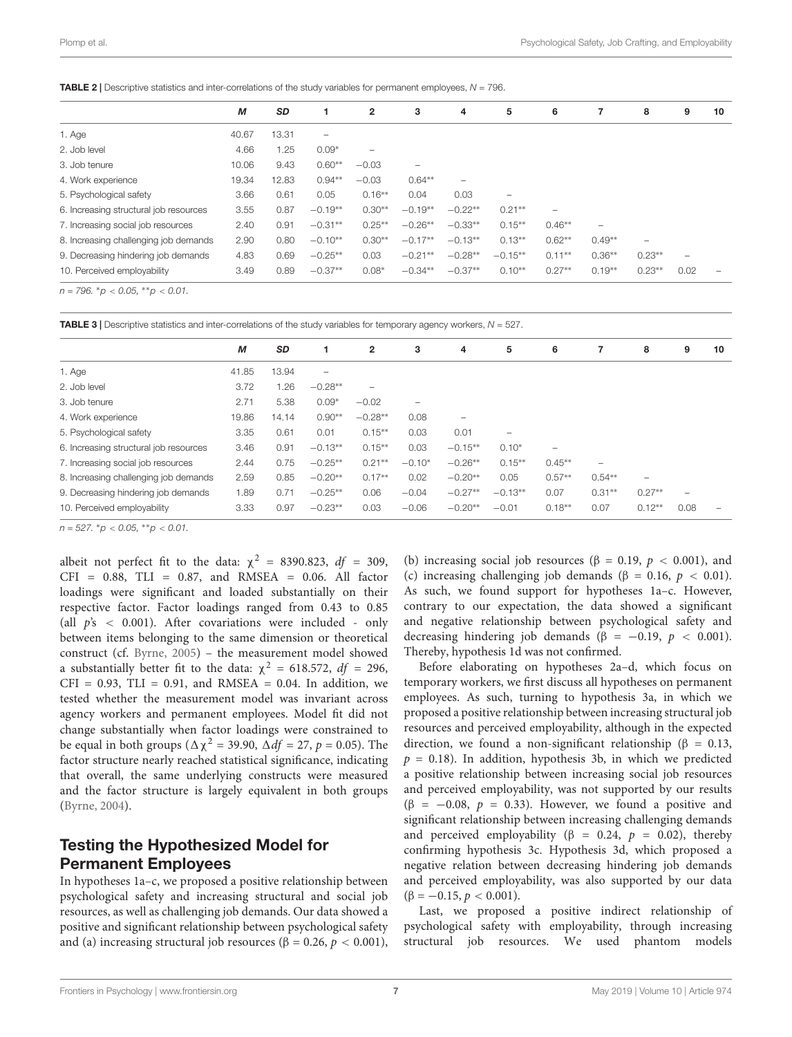**TABLE 2 |** Descriptive statistics and inter-correlations of the study variables for permanent employees, $N = 796$.

| | *M* | *SD* | 1 | 2 | 3 | 4 | 5 | 6 | 7 | 8 | 9 | 10 |
|---|---|---|---|---|---|---|---|---|---|---|---|---|
| 1. Age | 40.67 | 13.31 | – | | | | | | | | | |
| 2. Job level | 4.66 | 1.25 | 0.09* | – | | | | | | | | |
| 3. Job tenure | 10.06 | 9.43 | 0.60** | −0.03 | – | | | | | | | |
| 4. Work experience | 19.34 | 12.83 | 0.94** | −0.03 | 0.64** | – | | | | | | |
| 5. Psychological safety | 3.66 | 0.61 | 0.05 | 0.16** | 0.04 | 0.03 | – | | | | | |
| 6. Increasing structural job resources | 3.55 | 0.87 | −0.19** | 0.30** | −0.19** | −0.22** | 0.21** | – | | | | |
| 7. Increasing social job resources | 2.40 | 0.91 | −0.31** | 0.25** | −0.26** | −0.33** | 0.15** | 0.46** | – | | | |
| 8. Increasing challenging job demands | 2.90 | 0.80 | −0.10** | 0.30** | −0.17** | −0.13** | 0.13** | 0.62** | 0.49** | – | | |
| 9. Decreasing hindering job demands | 4.83 | 0.69 | −0.25** | 0.03 | −0.21** | −0.28** | −0.15** | 0.11** | 0.36** | 0.23** | – | |
| 10. Perceived employability | 3.49 | 0.89 | −0.37** | 0.08* | −0.34** | −0.37** | 0.10** | 0.27** | 0.19** | 0.23** | 0.02 | – |

*n = 796. *p < 0.05, **p < 0.01.*

**TABLE 3 |** Descriptive statistics and inter-correlations of the study variables for temporary agency workers, $N = 527$.

| | *M* | *SD* | 1 | 2 | 3 | 4 | 5 | 6 | 7 | 8 | 9 | 10 |
|---|---|---|---|---|---|---|---|---|---|---|---|---|
| 1. Age | 41.85 | 13.94 | – | | | | | | | | | |
| 2. Job level | 3.72 | 1.26 | −0.28** | – | | | | | | | | |
| 3. Job tenure | 2.71 | 5.38 | 0.09* | −0.02 | – | | | | | | | |
| 4. Work experience | 19.86 | 14.14 | 0.90** | −0.28** | 0.08 | – | | | | | | |
| 5. Psychological safety | 3.35 | 0.61 | 0.01 | 0.15** | 0.03 | 0.01 | – | | | | | |
| 6. Increasing structural job resources | 3.46 | 0.91 | −0.13** | 0.15** | 0.03 | −0.15** | 0.10* | – | | | | |
| 7. Increasing social job resources | 2.44 | 0.75 | −0.25** | 0.21** | −0.10* | −0.26** | 0.15** | 0.45** | – | | | |
| 8. Increasing challenging job demands | 2.59 | 0.85 | −0.20** | 0.17** | 0.02 | −0.20** | 0.05 | 0.57** | 0.54** | – | | |
| 9. Decreasing hindering job demands | 1.89 | 0.71 | −0.25** | 0.06 | −0.04 | −0.27** | −0.13** | 0.07 | 0.31** | 0.27** | – | |
| 10. Perceived employability | 3.33 | 0.97 | −0.23** | 0.03 | −0.06 | −0.20** | −0.01 | 0.18** | 0.07 | 0.12** | 0.08 | – |

*n = 527. *p < 0.05, **p < 0.01.*

albeit not perfect fit to the data: $\chi^2 = 8390.823$, $df = 309$, CFI = 0.88, TLI = 0.87, and RMSEA = 0.06. All factor loadings were significant and loaded substantially on their respective factor. Factor loadings ranged from 0.43 to 0.85 (all *p*'s $< 0.001$). After covariations were included - only between items belonging to the same dimension or theoretical construct (cf. Byrne, 2005) – the measurement model showed a substantially better fit to the data: $\chi^2 = 618.572$, $df = 296$, CFI = 0.93, TLI = 0.91, and RMSEA = 0.04. In addition, we tested whether the measurement model was invariant across agency workers and permanent employees. Model fit did not change substantially when factor loadings were constrained to be equal in both groups ($\Delta\chi^2 = 39.90$, $\Delta df = 27$, $p = 0.05$). The factor structure nearly reached statistical significance, indicating that overall, the same underlying constructs were measured and the factor structure is largely equivalent in both groups (Byrne, 2004).

## Testing the Hypothesized Model for Permanent Employees

In hypotheses 1a–c, we proposed a positive relationship between psychological safety and increasing structural and social job resources, as well as challenging job demands. Our data showed a positive and significant relationship between psychological safety and (a) increasing structural job resources ($\beta = 0.26$, $p < 0.001$), (b) increasing social job resources ($\beta = 0.19$, $p < 0.001$), and (c) increasing challenging job demands ($\beta = 0.16$, $p < 0.01$). As such, we found support for hypotheses 1a–c. However, contrary to our expectation, the data showed a significant and negative relationship between psychological safety and decreasing hindering job demands ($\beta = -0.19$, $p < 0.001$). Thereby, hypothesis 1d was not confirmed.

Before elaborating on hypotheses 2a–d, which focus on temporary workers, we first discuss all hypotheses on permanent employees. As such, turning to hypothesis 3a, in which we proposed a positive relationship between increasing structural job resources and perceived employability, although in the expected direction, we found a non-significant relationship ($\beta = 0.13$, $p = 0.18$). In addition, hypothesis 3b, in which we predicted a positive relationship between increasing social job resources and perceived employability, was not supported by our results ($\beta = -0.08$, $p = 0.33$). However, we found a positive and significant relationship between increasing challenging demands and perceived employability ($\beta = 0.24$, $p = 0.02$), thereby confirming hypothesis 3c. Hypothesis 3d, which proposed a negative relation between decreasing hindering job demands and perceived employability, was also supported by our data ($\beta = -0.15$, $p < 0.001$).

Last, we proposed a positive indirect relationship of psychological safety with employability, through increasing structural job resources. We used phantom models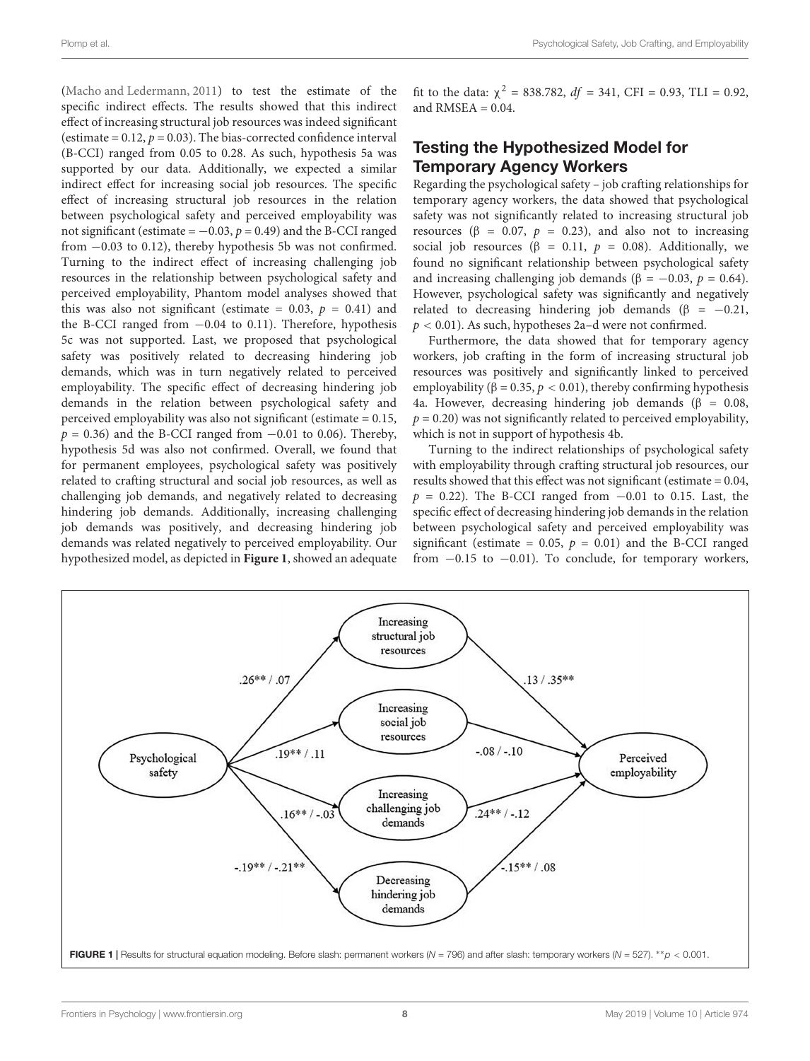(Macho and Ledermann, 2011) to test the estimate of the specific indirect effects. The results showed that this indirect effect of increasing structural job resources was indeed significant (estimate = 0.12, $p = 0.03$). The bias-corrected confidence interval (B-CCI) ranged from 0.05 to 0.28. As such, hypothesis 5a was supported by our data. Additionally, we expected a similar indirect effect for increasing social job resources. The specific effect of increasing structural job resources in the relation between psychological safety and perceived employability was not significant (estimate = −0.03, $p = 0.49$) and the B-CCI ranged from −0.03 to 0.12), thereby hypothesis 5b was not confirmed. Turning to the indirect effect of increasing challenging job resources in the relationship between psychological safety and perceived employability, Phantom model analyses showed that this was also not significant (estimate = 0.03, $p = 0.41$) and the B-CCI ranged from −0.04 to 0.11). Therefore, hypothesis 5c was not supported. Last, we proposed that psychological safety was positively related to decreasing hindering job demands, which was in turn negatively related to perceived employability. The specific effect of decreasing hindering job demands in the relation between psychological safety and perceived employability was also not significant (estimate = 0.15, $p = 0.36$) and the B-CCI ranged from −0.01 to 0.06). Thereby, hypothesis 5d was also not confirmed. Overall, we found that for permanent employees, psychological safety was positively related to crafting structural and social job resources, as well as challenging job demands, and negatively related to decreasing hindering job demands. Additionally, increasing challenging job demands was positively, and decreasing hindering job demands was related negatively to perceived employability. Our hypothesized model, as depicted in **Figure 1**, showed an adequate fit to the data: $\chi^2 = 838.782$, $df = 341$, CFI = 0.93, TLI = 0.92, and RMSEA = 0.04.

## Testing the Hypothesized Model for Temporary Agency Workers

Regarding the psychological safety – job crafting relationships for temporary agency workers, the data showed that psychological safety was not significantly related to increasing structural job resources ($\beta = 0.07$, $p = 0.23$), and also not to increasing social job resources ($\beta = 0.11$, $p = 0.08$). Additionally, we found no significant relationship between psychological safety and increasing challenging job demands ($\beta = -0.03$, $p = 0.64$). However, psychological safety was significantly and negatively related to decreasing hindering job demands ($\beta = -0.21$, $p < 0.01$). As such, hypotheses 2a–d were not confirmed.

Furthermore, the data showed that for temporary agency workers, job crafting in the form of increasing structural job resources was positively and significantly linked to perceived employability ($\beta = 0.35$, $p < 0.01$), thereby confirming hypothesis 4a. However, decreasing hindering job demands ($\beta = 0.08$, $p = 0.20$) was not significantly related to perceived employability, which is not in support of hypothesis 4b.

Turning to the indirect relationships of psychological safety with employability through crafting structural job resources, our results showed that this effect was not significant (estimate = 0.04, $p = 0.22$). The B-CCI ranged from −0.01 to 0.15. Last, the specific effect of decreasing hindering job demands in the relation between psychological safety and perceived employability was significant (estimate = 0.05, $p = 0.01$) and the B-CCI ranged from −0.15 to −0.01). To conclude, for temporary workers,

**FIGURE 1** | Results for structural equation modeling. Before slash: permanent workers ($N = 796$) and after slash: temporary workers ($N = 527$). $^{**}p < 0.001$.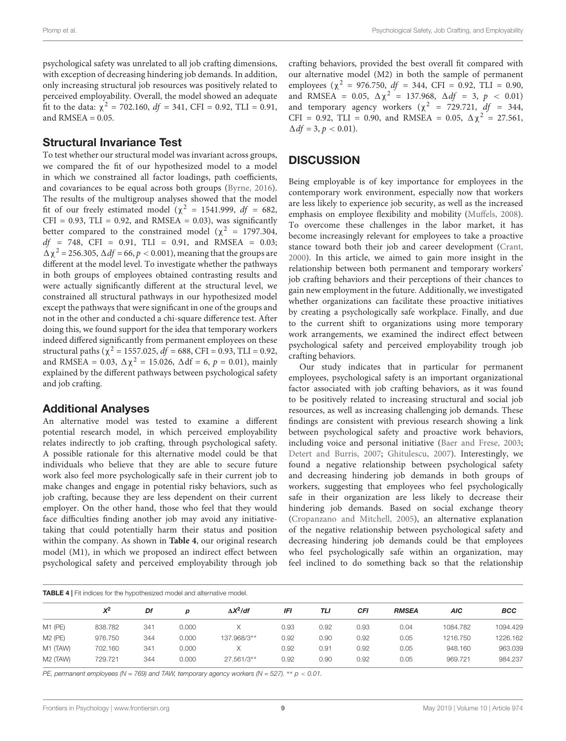psychological safety was unrelated to all job crafting dimensions, with exception of decreasing hindering job demands. In addition, only increasing structural job resources was positively related to perceived employability. Overall, the model showed an adequate fit to the data: $\chi^2$ = 702.160, $df$ = 341, CFI = 0.92, TLI = 0.91, and RMSEA = 0.05.

## Structural Invariance Test

To test whether our structural model was invariant across groups, we compared the fit of our hypothesized model to a model in which we constrained all factor loadings, path coefficients, and covariances to be equal across both groups (Byrne, 2016). The results of the multigroup analyses showed that the model fit of our freely estimated model ($\chi^2$ = 1541.999, $df$ = 682, CFI = 0.93, TLI = 0.92, and RMSEA = 0.03), was significantly better compared to the constrained model ($\chi^2$ = 1797.304, $df$ = 748, CFI = 0.91, TLI = 0.91, and RMSEA = 0.03; $\Delta\chi^2$ = 256.305, $\Delta df$ = 66, $p < 0.001$), meaning that the groups are different at the model level. To investigate whether the pathways in both groups of employees obtained contrasting results and were actually significantly different at the structural level, we constrained all structural pathways in our hypothesized model except the pathways that were significant in one of the groups and not in the other and conducted a chi-square difference test. After doing this, we found support for the idea that temporary workers indeed differed significantly from permanent employees on these structural paths ($\chi^2$ = 1557.025, $df$ = 688, CFI = 0.93, TLI = 0.92, and RMSEA = 0.03, $\Delta\chi^2$ = 15.026, $\Delta$df = 6, $p$ = 0.01), mainly explained by the different pathways between psychological safety and job crafting.

## Additional Analyses

An alternative model was tested to examine a different potential research model, in which perceived employability relates indirectly to job crafting, through psychological safety. A possible rationale for this alternative model could be that individuals who believe that they are able to secure future work also feel more psychologically safe in their current job to make changes and engage in potential risky behaviors, such as job crafting, because they are less dependent on their current employer. On the other hand, those who feel that they would face difficulties finding another job may avoid any initiative-taking that could potentially harm their status and position within the company. As shown in **Table 4**, our original research model (M1), in which we proposed an indirect effect between psychological safety and perceived employability through job crafting behaviors, provided the best overall fit compared with our alternative model (M2) in both the sample of permanent employees ($\chi^2$ = 976.750, $df$ = 344, CFI = 0.92, TLI = 0.90, and RMSEA = 0.05, $\Delta\chi^2$ = 137.968, $\Delta df$ = 3, $p < 0.01$) and temporary agency workers ($\chi^2$ = 729.721, $df$ = 344, CFI = 0.92, TLI = 0.90, and RMSEA = 0.05, $\Delta\chi^2$ = 27.561, $\Delta df$ = 3, $p < 0.01$).

## DISCUSSION

Being employable is of key importance for employees in the contemporary work environment, especially now that workers are less likely to experience job security, as well as the increased emphasis on employee flexibility and mobility (Muffels, 2008). To overcome these challenges in the labor market, it has become increasingly relevant for employees to take a proactive stance toward both their job and career development (Crant, 2000). In this article, we aimed to gain more insight in the relationship between both permanent and temporary workers' job crafting behaviors and their perceptions of their chances to gain new employment in the future. Additionally, we investigated whether organizations can facilitate these proactive initiatives by creating a psychologically safe workplace. Finally, and due to the current shift to organizations using more temporary work arrangements, we examined the indirect effect between psychological safety and perceived employability trough job crafting behaviors.

Our study indicates that in particular for permanent employees, psychological safety is an important organizational factor associated with job crafting behaviors, as it was found to be positively related to increasing structural and social job resources, as well as increasing challenging job demands. These findings are consistent with previous research showing a link between psychological safety and proactive work behaviors, including voice and personal initiative (Baer and Frese, 2003; Detert and Burris, 2007; Ghitulescu, 2007). Interestingly, we found a negative relationship between psychological safety and decreasing hindering job demands in both groups of workers, suggesting that employees who feel psychologically safe in their organization are less likely to decrease their hindering job demands. Based on social exchange theory (Cropanzano and Mitchell, 2005), an alternative explanation of the negative relationship between psychological safety and decreasing hindering job demands could be that employees who feel psychologically safe within an organization, may feel inclined to do something back so that the relationship

**TABLE 4 |** Fit indices for the hypothesized model and alternative model.

| | $X^2$ | *Df* | *p* | $\Delta X^2/df$ | *IFI* | *TLI* | *CFI* | *RMSEA* | *AIC* | *BCC* |
|---|---|---|---|---|---|---|---|---|---|---|
| M1 (PE) | 838.782 | 341 | 0.000 | X | 0.93 | 0.92 | 0.93 | 0.04 | 1084.782 | 1094.429 |
| M2 (PE) | 976.750 | 344 | 0.000 | 137.968/3** | 0.92 | 0.90 | 0.92 | 0.05 | 1216.750 | 1226.162 |
| M1 (TAW) | 702.160 | 341 | 0.000 | X | 0.92 | 0.91 | 0.92 | 0.05 | 948.160 | 963.039 |
| M2 (TAW) | 729.721 | 344 | 0.000 | 27.561/3** | 0.92 | 0.90 | 0.92 | 0.05 | 969.721 | 984.237 |

*PE, permanent employees (N = 769) and TAW, temporary agency workers (N = 527). ** p < 0.01.*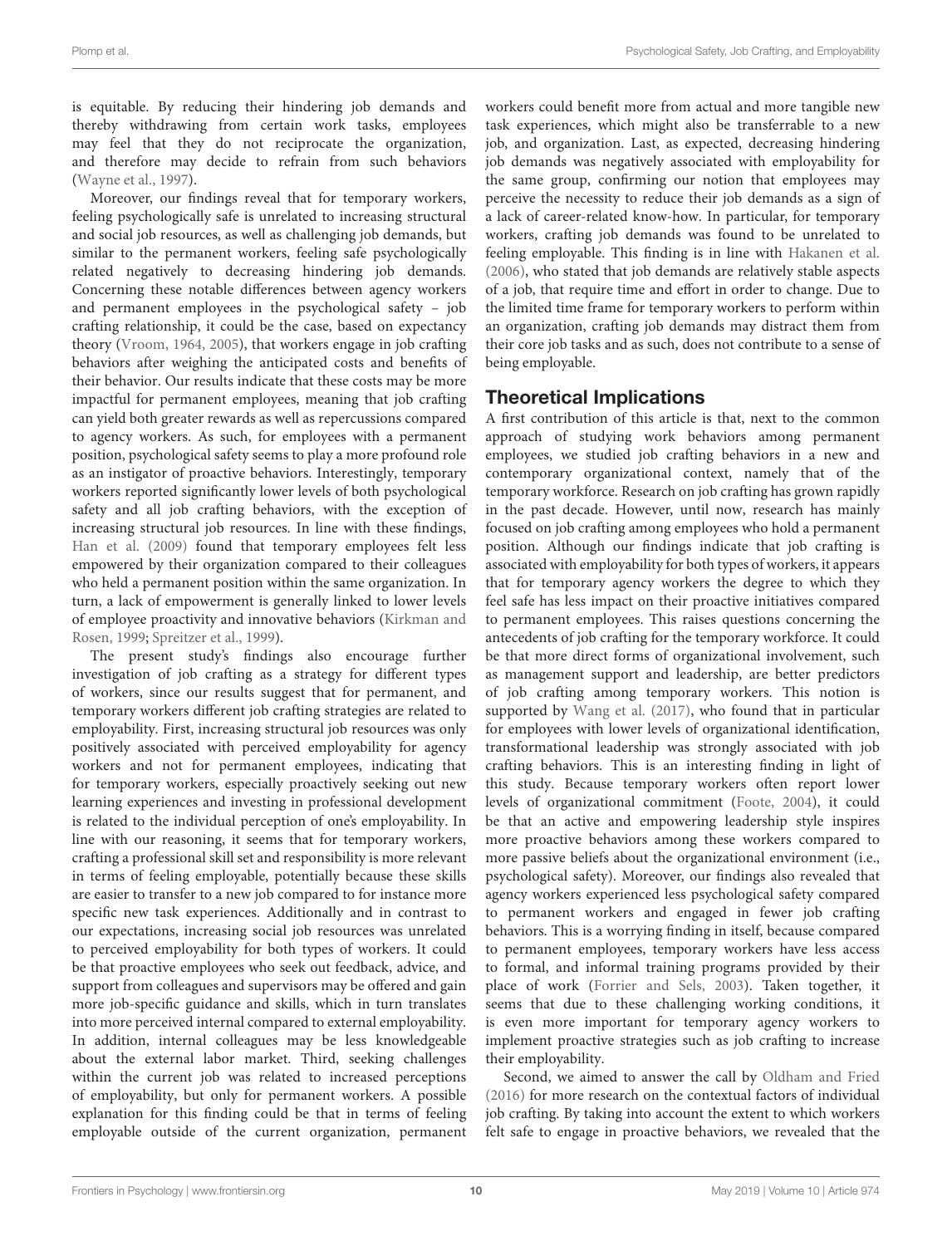is equitable. By reducing their hindering job demands and thereby withdrawing from certain work tasks, employees may feel that they do not reciprocate the organization, and therefore may decide to refrain from such behaviors (Wayne et al., 1997).

Moreover, our findings reveal that for temporary workers, feeling psychologically safe is unrelated to increasing structural and social job resources, as well as challenging job demands, but similar to the permanent workers, feeling safe psychologically related negatively to decreasing hindering job demands. Concerning these notable differences between agency workers and permanent employees in the psychological safety – job crafting relationship, it could be the case, based on expectancy theory (Vroom, 1964, 2005), that workers engage in job crafting behaviors after weighing the anticipated costs and benefits of their behavior. Our results indicate that these costs may be more impactful for permanent employees, meaning that job crafting can yield both greater rewards as well as repercussions compared to agency workers. As such, for employees with a permanent position, psychological safety seems to play a more profound role as an instigator of proactive behaviors. Interestingly, temporary workers reported significantly lower levels of both psychological safety and all job crafting behaviors, with the exception of increasing structural job resources. In line with these findings, Han et al. (2009) found that temporary employees felt less empowered by their organization compared to their colleagues who held a permanent position within the same organization. In turn, a lack of empowerment is generally linked to lower levels of employee proactivity and innovative behaviors (Kirkman and Rosen, 1999; Spreitzer et al., 1999).

The present study's findings also encourage further investigation of job crafting as a strategy for different types of workers, since our results suggest that for permanent, and temporary workers different job crafting strategies are related to employability. First, increasing structural job resources was only positively associated with perceived employability for agency workers and not for permanent employees, indicating that for temporary workers, especially proactively seeking out new learning experiences and investing in professional development is related to the individual perception of one's employability. In line with our reasoning, it seems that for temporary workers, crafting a professional skill set and responsibility is more relevant in terms of feeling employable, potentially because these skills are easier to transfer to a new job compared to for instance more specific new task experiences. Additionally and in contrast to our expectations, increasing social job resources was unrelated to perceived employability for both types of workers. It could be that proactive employees who seek out feedback, advice, and support from colleagues and supervisors may be offered and gain more job-specific guidance and skills, which in turn translates into more perceived internal compared to external employability. In addition, internal colleagues may be less knowledgeable about the external labor market. Third, seeking challenges within the current job was related to increased perceptions of employability, but only for permanent workers. A possible explanation for this finding could be that in terms of feeling employable outside of the current organization, permanent workers could benefit more from actual and more tangible new task experiences, which might also be transferrable to a new job, and organization. Last, as expected, decreasing hindering job demands was negatively associated with employability for the same group, confirming our notion that employees may perceive the necessity to reduce their job demands as a sign of a lack of career-related know-how. In particular, for temporary workers, crafting job demands was found to be unrelated to feeling employable. This finding is in line with Hakanen et al. (2006), who stated that job demands are relatively stable aspects of a job, that require time and effort in order to change. Due to the limited time frame for temporary workers to perform within an organization, crafting job demands may distract them from their core job tasks and as such, does not contribute to a sense of being employable.

## Theoretical Implications

A first contribution of this article is that, next to the common approach of studying work behaviors among permanent employees, we studied job crafting behaviors in a new and contemporary organizational context, namely that of the temporary workforce. Research on job crafting has grown rapidly in the past decade. However, until now, research has mainly focused on job crafting among employees who hold a permanent position. Although our findings indicate that job crafting is associated with employability for both types of workers, it appears that for temporary agency workers the degree to which they feel safe has less impact on their proactive initiatives compared to permanent employees. This raises questions concerning the antecedents of job crafting for the temporary workforce. It could be that more direct forms of organizational involvement, such as management support and leadership, are better predictors of job crafting among temporary workers. This notion is supported by Wang et al. (2017), who found that in particular for employees with lower levels of organizational identification, transformational leadership was strongly associated with job crafting behaviors. This is an interesting finding in light of this study. Because temporary workers often report lower levels of organizational commitment (Foote, 2004), it could be that an active and empowering leadership style inspires more proactive behaviors among these workers compared to more passive beliefs about the organizational environment (i.e., psychological safety). Moreover, our findings also revealed that agency workers experienced less psychological safety compared to permanent workers and engaged in fewer job crafting behaviors. This is a worrying finding in itself, because compared to permanent employees, temporary workers have less access to formal, and informal training programs provided by their place of work (Forrier and Sels, 2003). Taken together, it seems that due to these challenging working conditions, it is even more important for temporary agency workers to implement proactive strategies such as job crafting to increase their employability.

Second, we aimed to answer the call by Oldham and Fried (2016) for more research on the contextual factors of individual job crafting. By taking into account the extent to which workers felt safe to engage in proactive behaviors, we revealed that the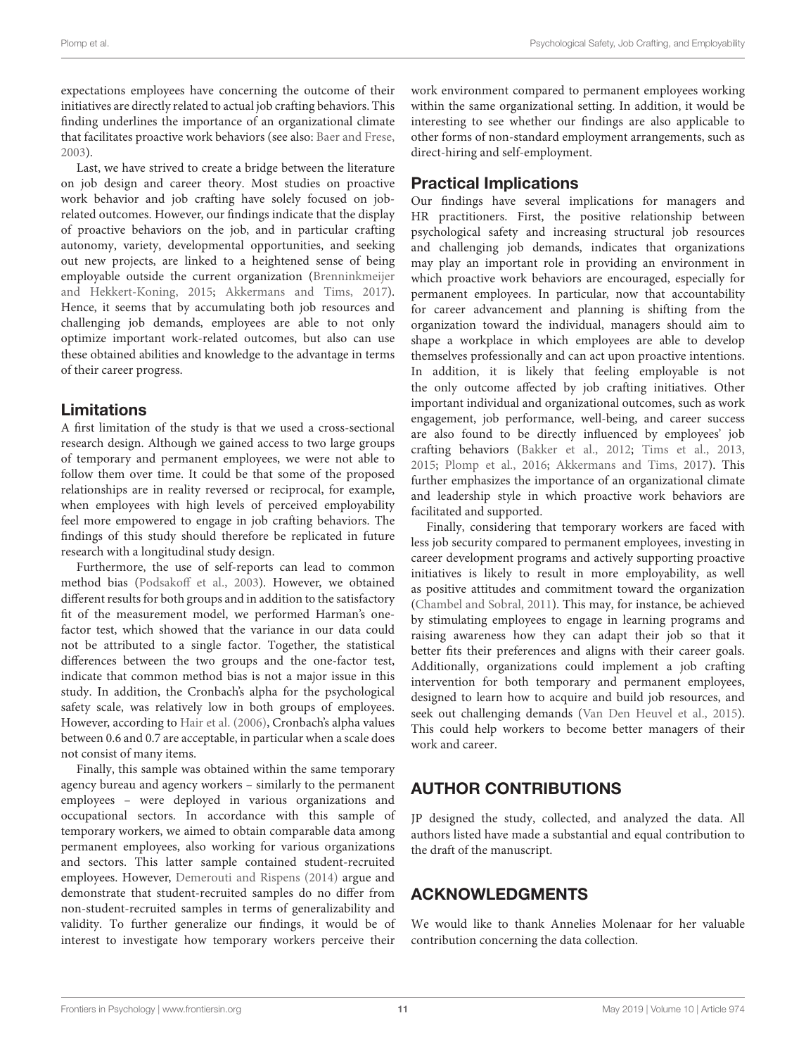expectations employees have concerning the outcome of their initiatives are directly related to actual job crafting behaviors. This finding underlines the importance of an organizational climate that facilitates proactive work behaviors (see also: Baer and Frese, 2003).

Last, we have strived to create a bridge between the literature on job design and career theory. Most studies on proactive work behavior and job crafting have solely focused on job-related outcomes. However, our findings indicate that the display of proactive behaviors on the job, and in particular crafting autonomy, variety, developmental opportunities, and seeking out new projects, are linked to a heightened sense of being employable outside the current organization (Brenninkmeijer and Hekkert-Koning, 2015; Akkermans and Tims, 2017). Hence, it seems that by accumulating both job resources and challenging job demands, employees are able to not only optimize important work-related outcomes, but also can use these obtained abilities and knowledge to the advantage in terms of their career progress.

## Limitations

A first limitation of the study is that we used a cross-sectional research design. Although we gained access to two large groups of temporary and permanent employees, we were not able to follow them over time. It could be that some of the proposed relationships are in reality reversed or reciprocal, for example, when employees with high levels of perceived employability feel more empowered to engage in job crafting behaviors. The findings of this study should therefore be replicated in future research with a longitudinal study design.

Furthermore, the use of self-reports can lead to common method bias (Podsakoff et al., 2003). However, we obtained different results for both groups and in addition to the satisfactory fit of the measurement model, we performed Harman's one-factor test, which showed that the variance in our data could not be attributed to a single factor. Together, the statistical differences between the two groups and the one-factor test, indicate that common method bias is not a major issue in this study. In addition, the Cronbach's alpha for the psychological safety scale, was relatively low in both groups of employees. However, according to Hair et al. (2006), Cronbach's alpha values between 0.6 and 0.7 are acceptable, in particular when a scale does not consist of many items.

Finally, this sample was obtained within the same temporary agency bureau and agency workers – similarly to the permanent employees – were deployed in various organizations and occupational sectors. In accordance with this sample of temporary workers, we aimed to obtain comparable data among permanent employees, also working for various organizations and sectors. This latter sample contained student-recruited employees. However, Demerouti and Rispens (2014) argue and demonstrate that student-recruited samples do no differ from non-student-recruited samples in terms of generalizability and validity. To further generalize our findings, it would be of interest to investigate how temporary workers perceive their work environment compared to permanent employees working within the same organizational setting. In addition, it would be interesting to see whether our findings are also applicable to other forms of non-standard employment arrangements, such as direct-hiring and self-employment.

## Practical Implications

Our findings have several implications for managers and HR practitioners. First, the positive relationship between psychological safety and increasing structural job resources and challenging job demands, indicates that organizations may play an important role in providing an environment in which proactive work behaviors are encouraged, especially for permanent employees. In particular, now that accountability for career advancement and planning is shifting from the organization toward the individual, managers should aim to shape a workplace in which employees are able to develop themselves professionally and can act upon proactive intentions. In addition, it is likely that feeling employable is not the only outcome affected by job crafting initiatives. Other important individual and organizational outcomes, such as work engagement, job performance, well-being, and career success are also found to be directly influenced by employees' job crafting behaviors (Bakker et al., 2012; Tims et al., 2013, 2015; Plomp et al., 2016; Akkermans and Tims, 2017). This further emphasizes the importance of an organizational climate and leadership style in which proactive work behaviors are facilitated and supported.

Finally, considering that temporary workers are faced with less job security compared to permanent employees, investing in career development programs and actively supporting proactive initiatives is likely to result in more employability, as well as positive attitudes and commitment toward the organization (Chambel and Sobral, 2011). This may, for instance, be achieved by stimulating employees to engage in learning programs and raising awareness how they can adapt their job so that it better fits their preferences and aligns with their career goals. Additionally, organizations could implement a job crafting intervention for both temporary and permanent employees, designed to learn how to acquire and build job resources, and seek out challenging demands (Van Den Heuvel et al., 2015). This could help workers to become better managers of their work and career.

# AUTHOR CONTRIBUTIONS

JP designed the study, collected, and analyzed the data. All authors listed have made a substantial and equal contribution to the draft of the manuscript.

# ACKNOWLEDGMENTS

We would like to thank Annelies Molenaar for her valuable contribution concerning the data collection.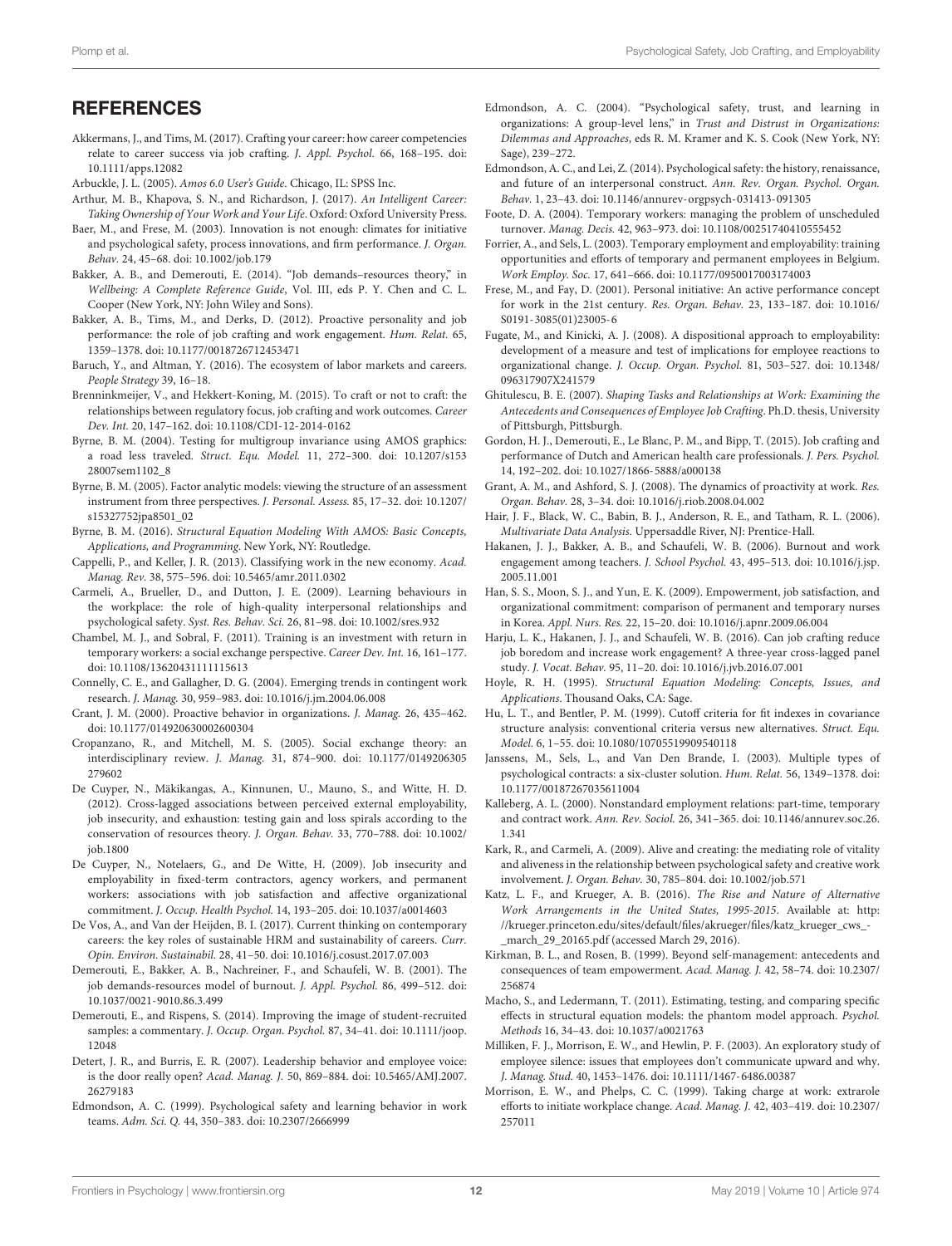## REFERENCES

Akkermans, J., and Tims, M. (2017). Crafting your career: how career competencies relate to career success via job crafting. *J. Appl. Psychol.* 66, 168–195. doi: 10.1111/apps.12082

Arbuckle, J. L. (2005). *Amos 6.0 User's Guide*. Chicago, IL: SPSS Inc.

Arthur, M. B., Khapova, S. N., and Richardson, J. (2017). *An Intelligent Career: Taking Ownership of Your Work and Your Life*. Oxford: Oxford University Press.

Baer, M., and Frese, M. (2003). Innovation is not enough: climates for initiative and psychological safety, process innovations, and firm performance. *J. Organ. Behav.* 24, 45–68. doi: 10.1002/job.179

Bakker, A. B., and Demerouti, E. (2014). "Job demands–resources theory," in *Wellbeing: A Complete Reference Guide*, Vol. III, eds P. Y. Chen and C. L. Cooper (New York, NY: John Wiley and Sons).

Bakker, A. B., Tims, M., and Derks, D. (2012). Proactive personality and job performance: the role of job crafting and work engagement. *Hum. Relat.* 65, 1359–1378. doi: 10.1177/0018726712453471

Baruch, Y., and Altman, Y. (2016). The ecosystem of labor markets and careers. *People Strategy* 39, 16–18.

Brenninkmeijer, V., and Hekkert-Koning, M. (2015). To craft or not to craft: the relationships between regulatory focus, job crafting and work outcomes. *Career Dev. Int.* 20, 147–162. doi: 10.1108/CDI-12-2014-0162

Byrne, B. M. (2004). Testing for multigroup invariance using AMOS graphics: a road less traveled. *Struct. Equ. Model.* 11, 272–300. doi: 10.1207/s15328007sem1102_8

Byrne, B. M. (2005). Factor analytic models: viewing the structure of an assessment instrument from three perspectives. *J. Personal. Assess.* 85, 17–32. doi: 10.1207/s15327752jpa8501_02

Byrne, B. M. (2016). *Structural Equation Modeling With AMOS: Basic Concepts, Applications, and Programming*. New York, NY: Routledge.

Cappelli, P., and Keller, J. R. (2013). Classifying work in the new economy. *Acad. Manag. Rev.* 38, 575–596. doi: 10.5465/amr.2011.0302

Carmeli, A., Brueller, D., and Dutton, J. E. (2009). Learning behaviours in the workplace: the role of high-quality interpersonal relationships and psychological safety. *Syst. Res. Behav. Sci.* 26, 81–98. doi: 10.1002/sres.932

Chambel, M. J., and Sobral, F. (2011). Training is an investment with return in temporary workers: a social exchange perspective. *Career Dev. Int.* 16, 161–177. doi: 10.1108/13620431111115613

Connelly, C. E., and Gallagher, D. G. (2004). Emerging trends in contingent work research. *J. Manag.* 30, 959–983. doi: 10.1016/j.jm.2004.06.008

Crant, J. M. (2000). Proactive behavior in organizations. *J. Manag.* 26, 435–462. doi: 10.1177/014920630002600304

Cropanzano, R., and Mitchell, M. S. (2005). Social exchange theory: an interdisciplinary review. *J. Manag.* 31, 874–900. doi: 10.1177/0149206305279602

De Cuyper, N., Mäkikangas, A., Kinnunen, U., Mauno, S., and Witte, H. D. (2012). Cross-lagged associations between perceived external employability, job insecurity, and exhaustion: testing gain and loss spirals according to the conservation of resources theory. *J. Organ. Behav.* 33, 770–788. doi: 10.1002/job.1800

De Cuyper, N., Notelaers, G., and De Witte, H. (2009). Job insecurity and employability in fixed-term contractors, agency workers, and permanent workers: associations with job satisfaction and affective organizational commitment. *J. Occup. Health Psychol.* 14, 193–205. doi: 10.1037/a0014603

De Vos, A., and Van der Heijden, B. I. (2017). Current thinking on contemporary careers: the key roles of sustainable HRM and sustainability of careers. *Curr. Opin. Environ. Sustainabil.* 28, 41–50. doi: 10.1016/j.cosust.2017.07.003

Demerouti, E., Bakker, A. B., Nachreiner, F., and Schaufeli, W. B. (2001). The job demands-resources model of burnout. *J. Appl. Psychol.* 86, 499–512. doi: 10.1037/0021-9010.86.3.499

Demerouti, E., and Rispens, S. (2014). Improving the image of student-recruited samples: a commentary. *J. Occup. Organ. Psychol.* 87, 34–41. doi: 10.1111/joop.12048

Detert, J. R., and Burris, E. R. (2007). Leadership behavior and employee voice: is the door really open? *Acad. Manag. J.* 50, 869–884. doi: 10.5465/AMJ.2007.26279183

Edmondson, A. C. (1999). Psychological safety and learning behavior in work teams. *Adm. Sci. Q.* 44, 350–383. doi: 10.2307/2666999

Edmondson, A. C. (2004). "Psychological safety, trust, and learning in organizations: A group-level lens," in *Trust and Distrust in Organizations: Dilemmas and Approaches*, eds R. M. Kramer and K. S. Cook (New York, NY: Sage), 239–272.

Edmondson, A. C., and Lei, Z. (2014). Psychological safety: the history, renaissance, and future of an interpersonal construct. *Ann. Rev. Organ. Psychol. Organ. Behav.* 1, 23–43. doi: 10.1146/annurev-orgpsych-031413-091305

Foote, D. A. (2004). Temporary workers: managing the problem of unscheduled turnover. *Manag. Decis.* 42, 963–973. doi: 10.1108/00251740410555452

Forrier, A., and Sels, L. (2003). Temporary employment and employability: training opportunities and efforts of temporary and permanent employees in Belgium. *Work Employ. Soc.* 17, 641–666. doi: 10.1177/0950017003174003

Frese, M., and Fay, D. (2001). Personal initiative: An active performance concept for work in the 21st century. *Res. Organ. Behav.* 23, 133–187. doi: 10.1016/S0191-3085(01)23005-6

Fugate, M., and Kinicki, A. J. (2008). A dispositional approach to employability: development of a measure and test of implications for employee reactions to organizational change. *J. Occup. Organ. Psychol.* 81, 503–527. doi: 10.1348/096317907X241579

Ghitulescu, B. E. (2007). *Shaping Tasks and Relationships at Work: Examining the Antecedents and Consequences of Employee Job Crafting*. Ph.D. thesis, University of Pittsburgh, Pittsburgh.

Gordon, H. J., Demerouti, E., Le Blanc, P. M., and Bipp, T. (2015). Job crafting and performance of Dutch and American health care professionals. *J. Pers. Psychol.* 14, 192–202. doi: 10.1027/1866-5888/a000138

Grant, A. M., and Ashford, S. J. (2008). The dynamics of proactivity at work. *Res. Organ. Behav.* 28, 3–34. doi: 10.1016/j.riob.2008.04.002

Hair, J. F., Black, W. C., Babin, B. J., Anderson, R. E., and Tatham, R. L. (2006). *Multivariate Data Analysis*. Uppersaddle River, NJ: Prentice-Hall.

Hakanen, J. J., Bakker, A. B., and Schaufeli, W. B. (2006). Burnout and work engagement among teachers. *J. School Psychol.* 43, 495–513. doi: 10.1016/j.jsp.2005.11.001

Han, S. S., Moon, S. J., and Yun, E. K. (2009). Empowerment, job satisfaction, and organizational commitment: comparison of permanent and temporary nurses in Korea. *Appl. Nurs. Res.* 22, 15–20. doi: 10.1016/j.apnr.2009.06.004

Harju, L. K., Hakanen, J. J., and Schaufeli, W. B. (2016). Can job crafting reduce job boredom and increase work engagement? A three-year cross-lagged panel study. *J. Vocat. Behav.* 95, 11–20. doi: 10.1016/j.jvb.2016.07.001

Hoyle, R. H. (1995). *Structural Equation Modeling: Concepts, Issues, and Applications*. Thousand Oaks, CA: Sage.

Hu, L. T., and Bentler, P. M. (1999). Cutoff criteria for fit indexes in covariance structure analysis: conventional criteria versus new alternatives. *Struct. Equ. Model.* 6, 1–55. doi: 10.1080/10705519909540118

Janssens, M., Sels, L., and Van Den Brande, I. (2003). Multiple types of psychological contracts: a six-cluster solution. *Hum. Relat.* 56, 1349–1378. doi: 10.1177/00187267035611004

Kalleberg, A. L. (2000). Nonstandard employment relations: part-time, temporary and contract work. *Ann. Rev. Sociol.* 26, 341–365. doi: 10.1146/annurev.soc.26.1.341

Kark, R., and Carmeli, A. (2009). Alive and creating: the mediating role of vitality and aliveness in the relationship between psychological safety and creative work involvement. *J. Organ. Behav.* 30, 785–804. doi: 10.1002/job.571

Katz, L. F., and Krueger, A. B. (2016). *The Rise and Nature of Alternative Work Arrangements in the United States, 1995-2015*. Available at: http://krueger.princeton.edu/sites/default/files/akrueger/files/katz_krueger_cws_-_march_29_20165.pdf (accessed March 29, 2016).

Kirkman, B. L., and Rosen, B. (1999). Beyond self-management: antecedents and consequences of team empowerment. *Acad. Manag. J.* 42, 58–74. doi: 10.2307/256874

Macho, S., and Ledermann, T. (2011). Estimating, testing, and comparing specific effects in structural equation models: the phantom model approach. *Psychol. Methods* 16, 34–43. doi: 10.1037/a0021763

Milliken, F. J., Morrison, E. W., and Hewlin, P. F. (2003). An exploratory study of employee silence: issues that employees don't communicate upward and why. *J. Manag. Stud.* 40, 1453–1476. doi: 10.1111/1467-6486.00387

Morrison, E. W., and Phelps, C. C. (1999). Taking charge at work: extrarole efforts to initiate workplace change. *Acad. Manag. J.* 42, 403–419. doi: 10.2307/257011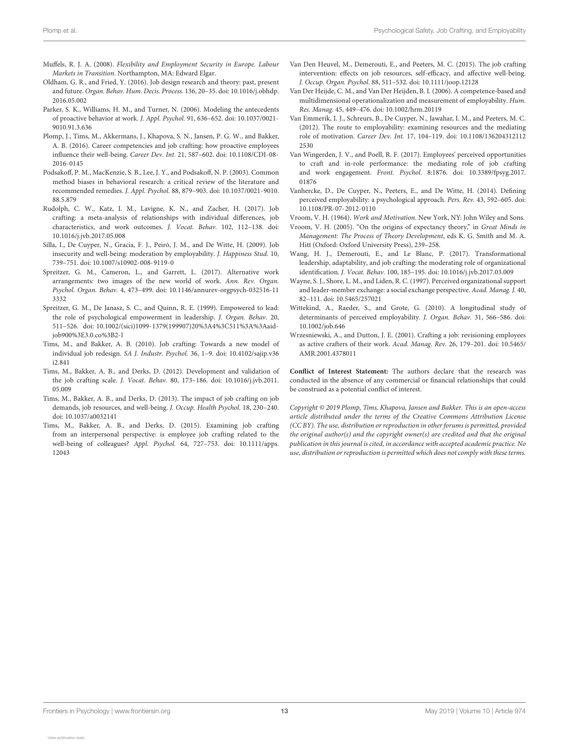Muffels, R. J. A. (2008). *Flexibility and Employment Security in Europe. Labour Markets in Transition*. Northampton, MA: Edward Elgar.

Oldham, G. R., and Fried, Y. (2016). Job design research and theory: past, present and future. *Organ. Behav. Hum. Decis. Process.* 136, 20–35. doi: 10.1016/j.obhdp.2016.05.002

Parker, S. K., Williams, H. M., and Turner, N. (2006). Modeling the antecedents of proactive behavior at work. *J. Appl. Psychol.* 91, 636–652. doi: 10.1037/0021-9010.91.3.636

Plomp, J., Tims, M., Akkermans, J., Khapova, S. N., Jansen, P. G. W., and Bakker, A. B. (2016). Career competencies and job crafting: how proactive employees influence their well-being. *Career Dev. Int.* 21, 587–602. doi: 10.1108/CDI-08-2016-0145

Podsakoff, P. M., MacKenzie, S. B., Lee, J. Y., and Podsakoff, N. P. (2003). Common method biases in behavioral research: a critical review of the literature and recommended remedies. *J. Appl. Psychol.* 88, 879–903. doi: 10.1037/0021-9010.88.5.879

Rudolph, C. W., Katz, I. M., Lavigne, K. N., and Zacher, H. (2017). Job crafting: a meta-analysis of relationships with individual differences, job characteristics, and work outcomes. *J. Vocat. Behav.* 102, 112–138. doi: 10.1016/j.jvb.2017.05.008

Silla, I., De Cuyper, N., Gracia, F. J., Peiró, J. M., and De Witte, H. (2009). Job insecurity and well-being: moderation by employability. *J. Happiness Stud.* 10, 739–751. doi: 10.1007/s10902-008-9119-0

Spreitzer, G. M., Cameron, L., and Garrett, L. (2017). Alternative work arrangements: two images of the new world of work. *Ann. Rev. Organ. Psychol. Organ. Behav.* 4, 473–499. doi: 10.1146/annurev-orgpsych-032516-113332

Spreitzer, G. M., De Janasz, S. C., and Quinn, R. E. (1999). Empowered to lead: the role of psychological empowerment in leadership. *J. Organ. Behav.* 20, 511–526. doi: 10.1002/(sici)1099-1379(199907)20%3A4%3C511%3A%3Aaid-job900%3E3.0.co%3B2-l

Tims, M., and Bakker, A. B. (2010). Job crafting: Towards a new model of individual job redesign. *SA J. Industr. Psychol.* 36, 1–9. doi: 10.4102/sajip.v36i2.841

Tims, M., Bakker, A. B., and Derks, D. (2012). Development and validation of the job crafting scale. *J. Vocat. Behav.* 80, 173–186. doi: 10.1016/j.jvb.2011.05.009

Tims, M., Bakker, A. B., and Derks, D. (2013). The impact of job crafting on job demands, job resources, and well-being. *J. Occup. Health Psychol.* 18, 230–240. doi: 10.1037/a0032141

Tims, M., Bakker, A. B., and Derks, D. (2015). Examining job crafting from an interpersonal perspective: is employee job crafting related to the well-being of colleagues? *Appl. Psychol.* 64, 727–753. doi: 10.1111/apps.12043

Van Den Heuvel, M., Demerouti, E., and Peeters, M. C. (2015). The job crafting intervention: effects on job resources, self-efficacy, and affective well-being. *J. Occup. Organ. Psychol.* 88, 511–532. doi: 10.1111/joop.12128

Van Der Heijde, C. M., and Van Der Heijden, B. I. (2006). A competence-based and multidimensional operationalization and measurement of employability. *Hum. Res. Manag.* 45, 449–476. doi: 10.1002/hrm.20119

Van Emmerik, I. J., Schreurs, B., De Cuyper, N., Jawahar, I. M., and Peeters, M. C. (2012). The route to employability: examining resources and the mediating role of motivation. *Career Dev. Int.* 17, 104–119. doi: 10.1108/13620431211225302530

Van Wingerden, J. V., and Poell, R. F. (2017). Employees' perceived opportunities to craft and in-role performance: the mediating role of job crafting and work engagement. *Front. Psychol.* 8:1876. doi: 10.3389/fpsyg.2017.01876

Vanhercke, D., De Cuyper, N., Peeters, E., and De Witte, H. (2014). Defining perceived employability: a psychological approach. *Pers. Rev.* 43, 592–605. doi: 10.1108/PR-07-2012-0110

Vroom, V. H. (1964). *Work and Motivation*. New York, NY: John Wiley and Sons.

Vroom, V. H. (2005). "On the origins of expectancy theory," in *Great Minds in Management: The Process of Theory Development*, eds K. G. Smith and M. A. Hitt (Oxford: Oxford University Press), 239–258.

Wang, H. J., Demerouti, E., and Le Blanc, P. (2017). Transformational leadership, adaptability, and job crafting: the moderating role of organizational identification. *J. Vocat. Behav.* 100, 185–195. doi: 10.1016/j.jvb.2017.03.009

Wayne, S. J., Shore, L. M., and Liden, R. C. (1997). Perceived organizational support and leader-member exchange: a social exchange perspective. *Acad. Manag. J.* 40, 82–111. doi: 10.5465/257021

Wittekind, A., Raeder, S., and Grote, G. (2010). A longitudinal study of determinants of perceived employability. *J. Organ. Behav.* 31, 566–586. doi: 10.1002/job.646

Wrzesniewski, A., and Dutton, J. E. (2001). Crafting a job: revisioning employees as active crafters of their work. *Acad. Manag. Rev.* 26, 179–201. doi: 10.5465/AMR.2001.4378011

**Conflict of Interest Statement:** The authors declare that the research was conducted in the absence of any commercial or financial relationships that could be construed as a potential conflict of interest.

*Copyright © 2019 Plomp, Tims, Khapova, Jansen and Bakker. This is an open-access article distributed under the terms of the Creative Commons Attribution License (CC BY). The use, distribution or reproduction in other forums is permitted, provided the original author(s) and the copyright owner(s) are credited and that the original publication in this journal is cited, in accordance with accepted academic practice. No use, distribution or reproduction is permitted which does not comply with these terms.*